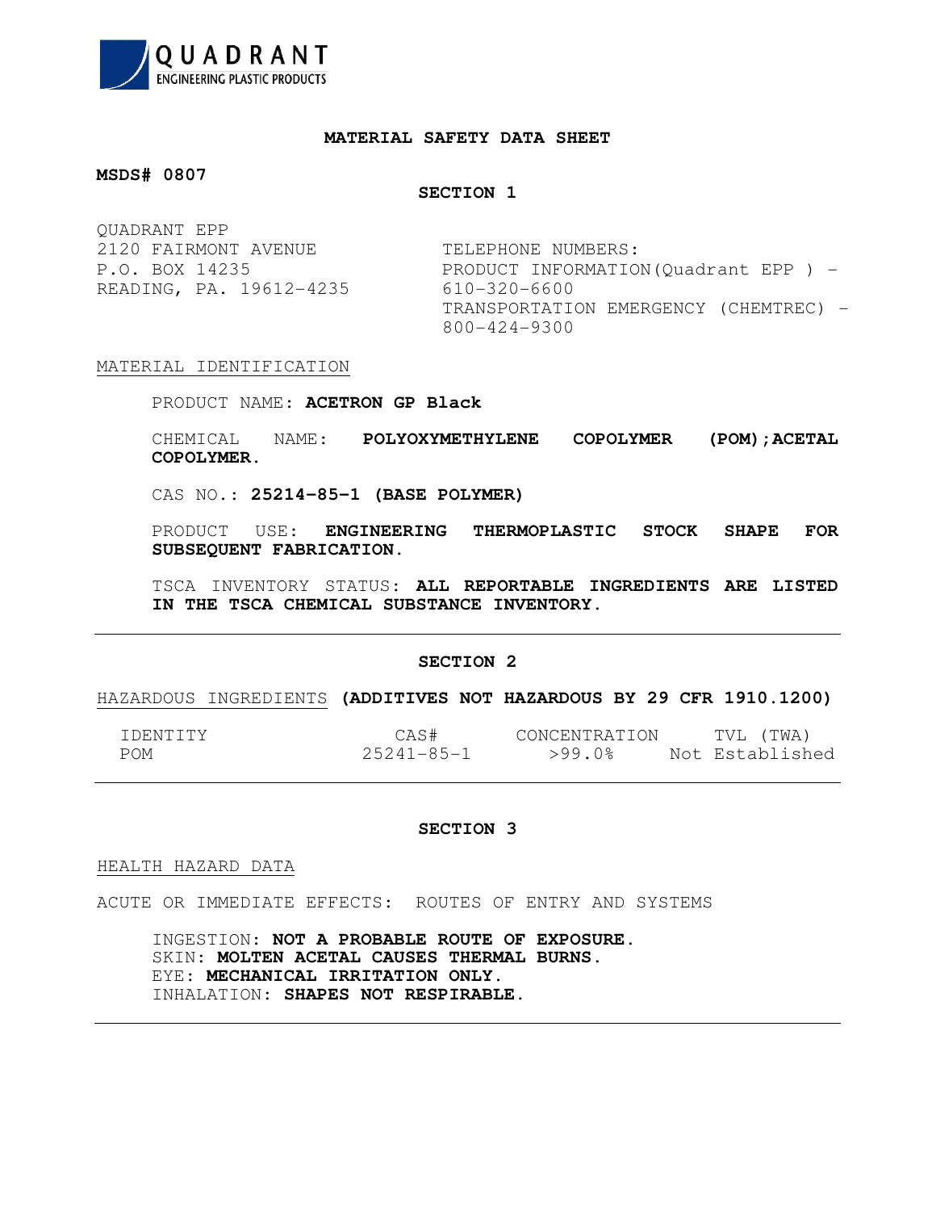**QUADRANT**
ENGINEERING PLASTIC PRODUCTS

# MATERIAL SAFETY DATA SHEET

**MSDS# 0807**

## SECTION 1

QUADRANT EPP
2120 FAIRMONT AVENUE
P.O. BOX 14235
READING, PA. 19612-4235

TELEPHONE NUMBERS:
PRODUCT INFORMATION(Quadrant EPP ) - 610-320-6600
TRANSPORTATION EMERGENCY (CHEMTREC) - 800-424-9300

MATERIAL IDENTIFICATION

PRODUCT NAME: **ACETRON GP Black**

CHEMICAL NAME: **POLYOXYMETHYLENE COPOLYMER (POM);ACETAL COPOLYMER.**

CAS NO.: **25214-85-1 (BASE POLYMER)**

PRODUCT USE: **ENGINEERING THERMOPLASTIC STOCK SHAPE FOR SUBSEQUENT FABRICATION.**

TSCA INVENTORY STATUS: **ALL REPORTABLE INGREDIENTS ARE LISTED IN THE TSCA CHEMICAL SUBSTANCE INVENTORY.**

---

## SECTION 2

HAZARDOUS INGREDIENTS **(ADDITIVES NOT HAZARDOUS BY 29 CFR 1910.1200)**

| IDENTITY | CAS# | CONCENTRATION | TVL (TWA) |
|---|---|---|---|
| POM | 25241-85-1 | >99.0% | Not Established |

---

## SECTION 3

HEALTH HAZARD DATA

ACUTE OR IMMEDIATE EFFECTS: ROUTES OF ENTRY AND SYSTEMS

INGESTION: **NOT A PROBABLE ROUTE OF EXPOSURE.**
SKIN: **MOLTEN ACETAL CAUSES THERMAL BURNS.**
EYE: **MECHANICAL IRRITATION ONLY.**
INHALATION: **SHAPES NOT RESPIRABLE.**

---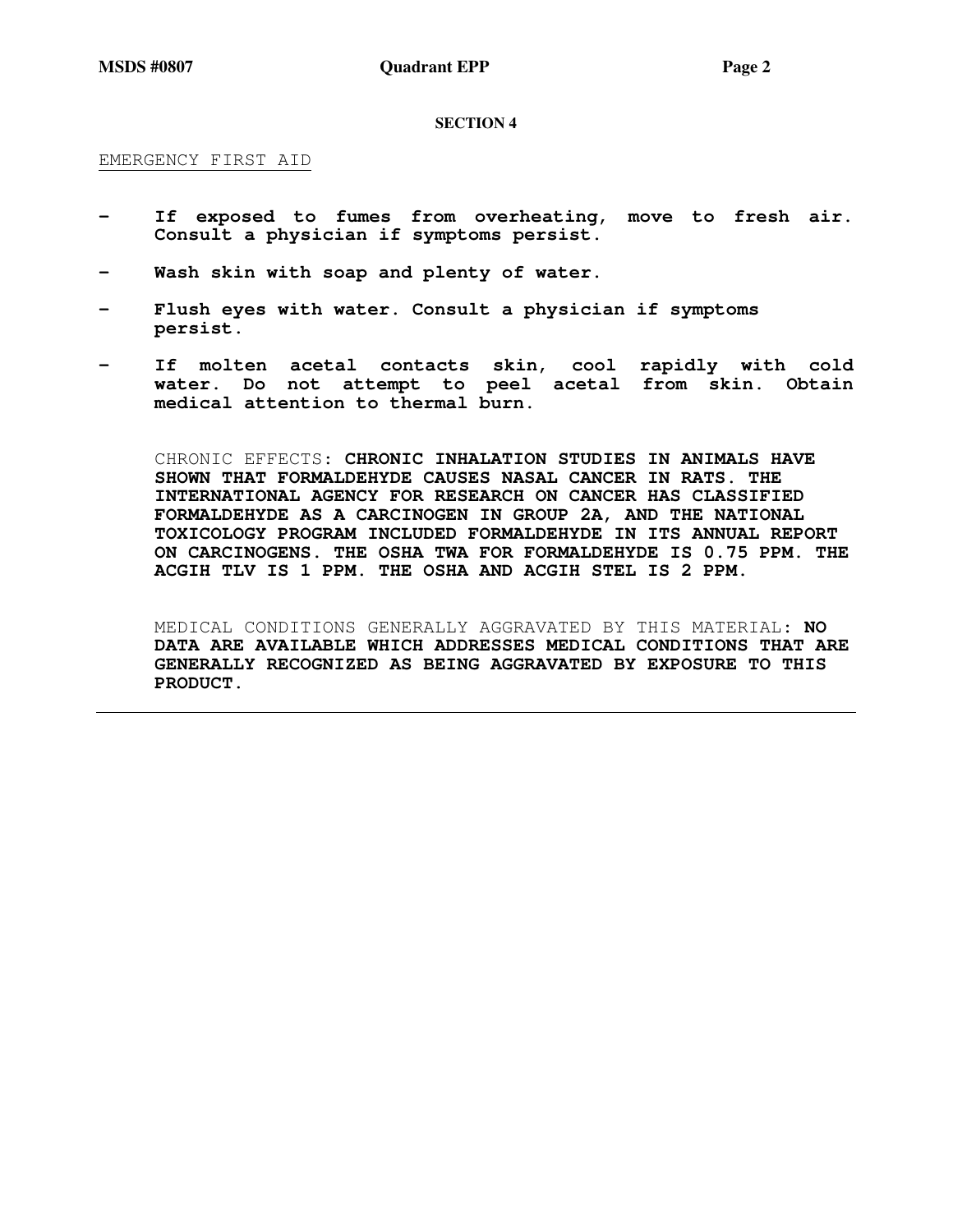## SECTION 4

EMERGENCY FIRST AID

- **If exposed to fumes from overheating, move to fresh air. Consult a physician if symptoms persist.**
- **Wash skin with soap and plenty of water.**
- **Flush eyes with water. Consult a physician if symptoms persist.**
- **If molten acetal contacts skin, cool rapidly with cold water. Do not attempt to peel acetal from skin. Obtain medical attention to thermal burn.**

CHRONIC EFFECTS: **CHRONIC INHALATION STUDIES IN ANIMALS HAVE SHOWN THAT FORMALDEHYDE CAUSES NASAL CANCER IN RATS. THE INTERNATIONAL AGENCY FOR RESEARCH ON CANCER HAS CLASSIFIED FORMALDEHYDE AS A CARCINOGEN IN GROUP 2A, AND THE NATIONAL TOXICOLOGY PROGRAM INCLUDED FORMALDEHYDE IN ITS ANNUAL REPORT ON CARCINOGENS. THE OSHA TWA FOR FORMALDEHYDE IS 0.75 PPM. THE ACGIH TLV IS 1 PPM. THE OSHA AND ACGIH STEL IS 2 PPM.**

MEDICAL CONDITIONS GENERALLY AGGRAVATED BY THIS MATERIAL: **NO DATA ARE AVAILABLE WHICH ADDRESSES MEDICAL CONDITIONS THAT ARE GENERALLY RECOGNIZED AS BEING AGGRAVATED BY EXPOSURE TO THIS PRODUCT.**

---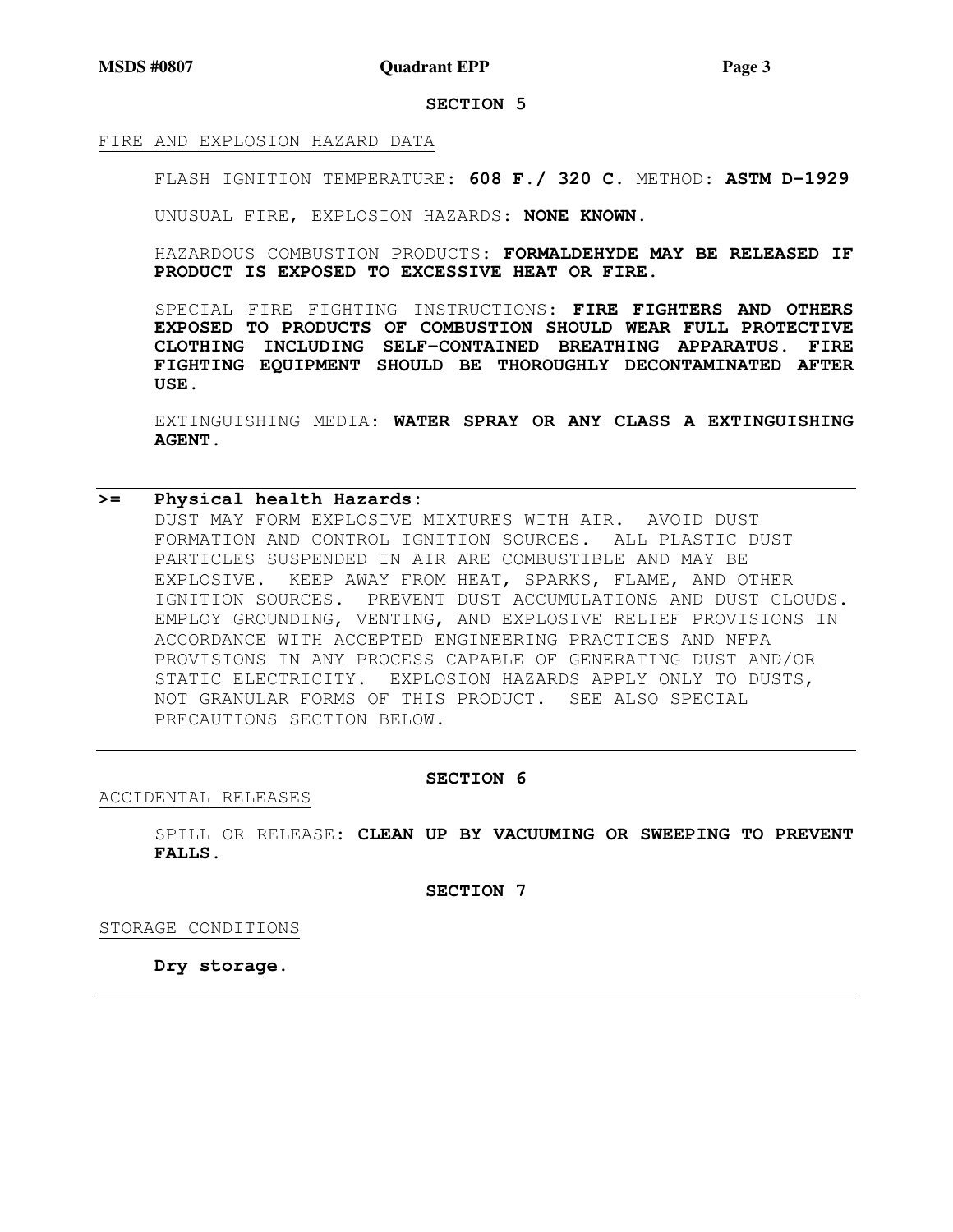## SECTION 5

FIRE AND EXPLOSION HAZARD DATA

FLASH IGNITION TEMPERATURE: **608 F./ 320 C.** METHOD: **ASTM D-1929**

UNUSUAL FIRE, EXPLOSION HAZARDS: **NONE KNOWN.**

HAZARDOUS COMBUSTION PRODUCTS: **FORMALDEHYDE MAY BE RELEASED IF PRODUCT IS EXPOSED TO EXCESSIVE HEAT OR FIRE.**

SPECIAL FIRE FIGHTING INSTRUCTIONS: **FIRE FIGHTERS AND OTHERS EXPOSED TO PRODUCTS OF COMBUSTION SHOULD WEAR FULL PROTECTIVE CLOTHING INCLUDING SELF-CONTAINED BREATHING APPARATUS. FIRE FIGHTING EQUIPMENT SHOULD BE THOROUGHLY DECONTAMINATED AFTER USE.**

EXTINGUISHING MEDIA: **WATER SPRAY OR ANY CLASS A EXTINGUISHING AGENT.**

---

**>= Physical health Hazards:**

DUST MAY FORM EXPLOSIVE MIXTURES WITH AIR. AVOID DUST FORMATION AND CONTROL IGNITION SOURCES. ALL PLASTIC DUST PARTICLES SUSPENDED IN AIR ARE COMBUSTIBLE AND MAY BE EXPLOSIVE. KEEP AWAY FROM HEAT, SPARKS, FLAME, AND OTHER IGNITION SOURCES. PREVENT DUST ACCUMULATIONS AND DUST CLOUDS. EMPLOY GROUNDING, VENTING, AND EXPLOSIVE RELIEF PROVISIONS IN ACCORDANCE WITH ACCEPTED ENGINEERING PRACTICES AND NFPA PROVISIONS IN ANY PROCESS CAPABLE OF GENERATING DUST AND/OR STATIC ELECTRICITY. EXPLOSION HAZARDS APPLY ONLY TO DUSTS, NOT GRANULAR FORMS OF THIS PRODUCT. SEE ALSO SPECIAL PRECAUTIONS SECTION BELOW.

---

## SECTION 6

ACCIDENTAL RELEASES

SPILL OR RELEASE: **CLEAN UP BY VACUUMING OR SWEEPING TO PREVENT FALLS.**

## SECTION 7

STORAGE CONDITIONS

**Dry storage.**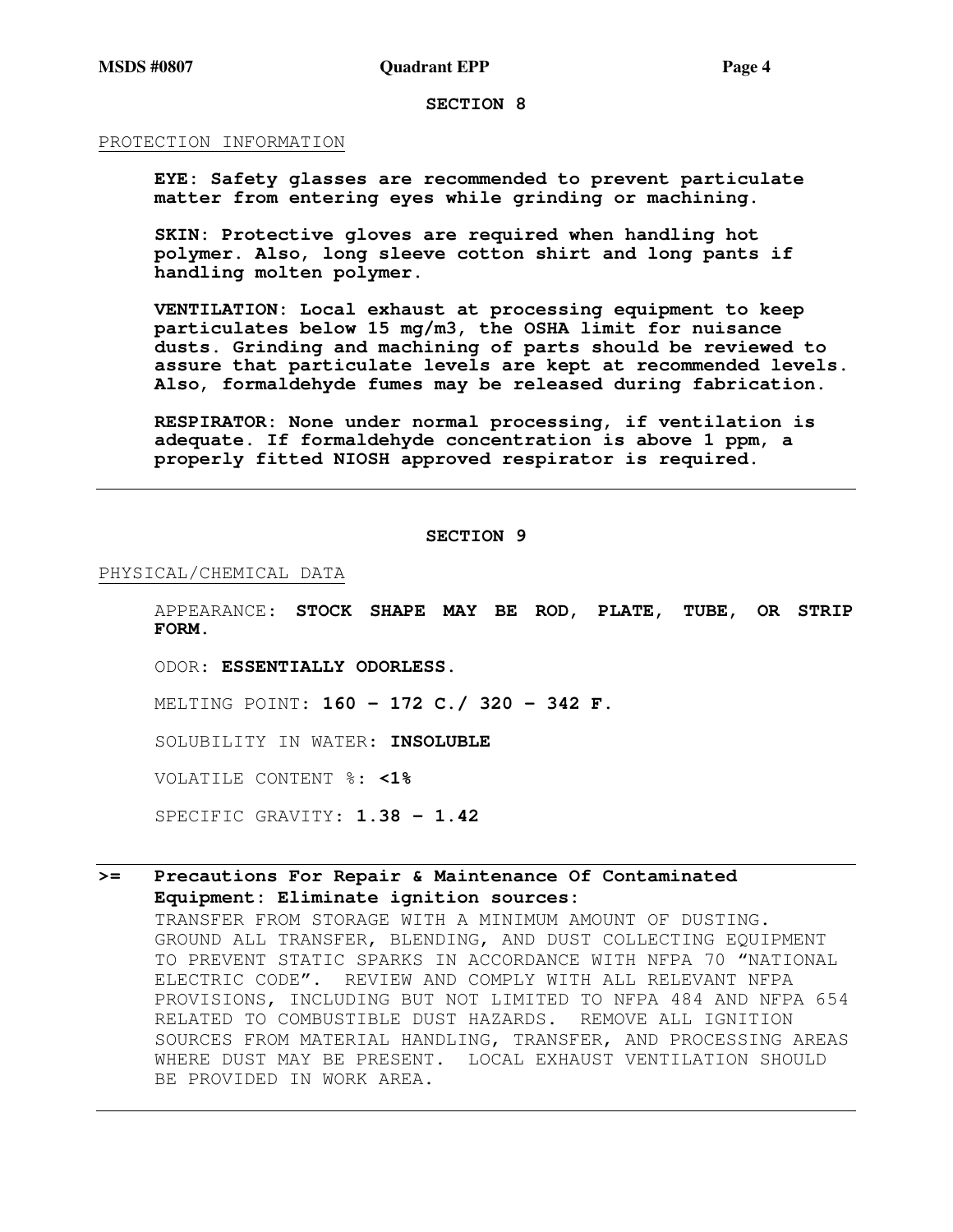## SECTION 8

PROTECTION INFORMATION

**EYE: Safety glasses are recommended to prevent particulate matter from entering eyes while grinding or machining.**

**SKIN: Protective gloves are required when handling hot polymer. Also, long sleeve cotton shirt and long pants if handling molten polymer.**

**VENTILATION: Local exhaust at processing equipment to keep particulates below 15 mg/m3, the OSHA limit for nuisance dusts. Grinding and machining of parts should be reviewed to assure that particulate levels are kept at recommended levels. Also, formaldehyde fumes may be released during fabrication.**

**RESPIRATOR: None under normal processing, if ventilation is adequate. If formaldehyde concentration is above 1 ppm, a properly fitted NIOSH approved respirator is required.**

---

## SECTION 9

PHYSICAL/CHEMICAL DATA

APPEARANCE: **STOCK SHAPE MAY BE ROD, PLATE, TUBE, OR STRIP FORM.**

ODOR: **ESSENTIALLY ODORLESS.**

MELTING POINT: **160 – 172 C./ 320 – 342 F.**

SOLUBILITY IN WATER: **INSOLUBLE**

VOLATILE CONTENT %: **<1%**

SPECIFIC GRAVITY: **1.38 – 1.42**

---

**>= Precautions For Repair & Maintenance Of Contaminated Equipment: Eliminate ignition sources:**

TRANSFER FROM STORAGE WITH A MINIMUM AMOUNT OF DUSTING. GROUND ALL TRANSFER, BLENDING, AND DUST COLLECTING EQUIPMENT TO PREVENT STATIC SPARKS IN ACCORDANCE WITH NFPA 70 "NATIONAL ELECTRIC CODE". REVIEW AND COMPLY WITH ALL RELEVANT NFPA PROVISIONS, INCLUDING BUT NOT LIMITED TO NFPA 484 AND NFPA 654 RELATED TO COMBUSTIBLE DUST HAZARDS. REMOVE ALL IGNITION SOURCES FROM MATERIAL HANDLING, TRANSFER, AND PROCESSING AREAS WHERE DUST MAY BE PRESENT. LOCAL EXHAUST VENTILATION SHOULD BE PROVIDED IN WORK AREA.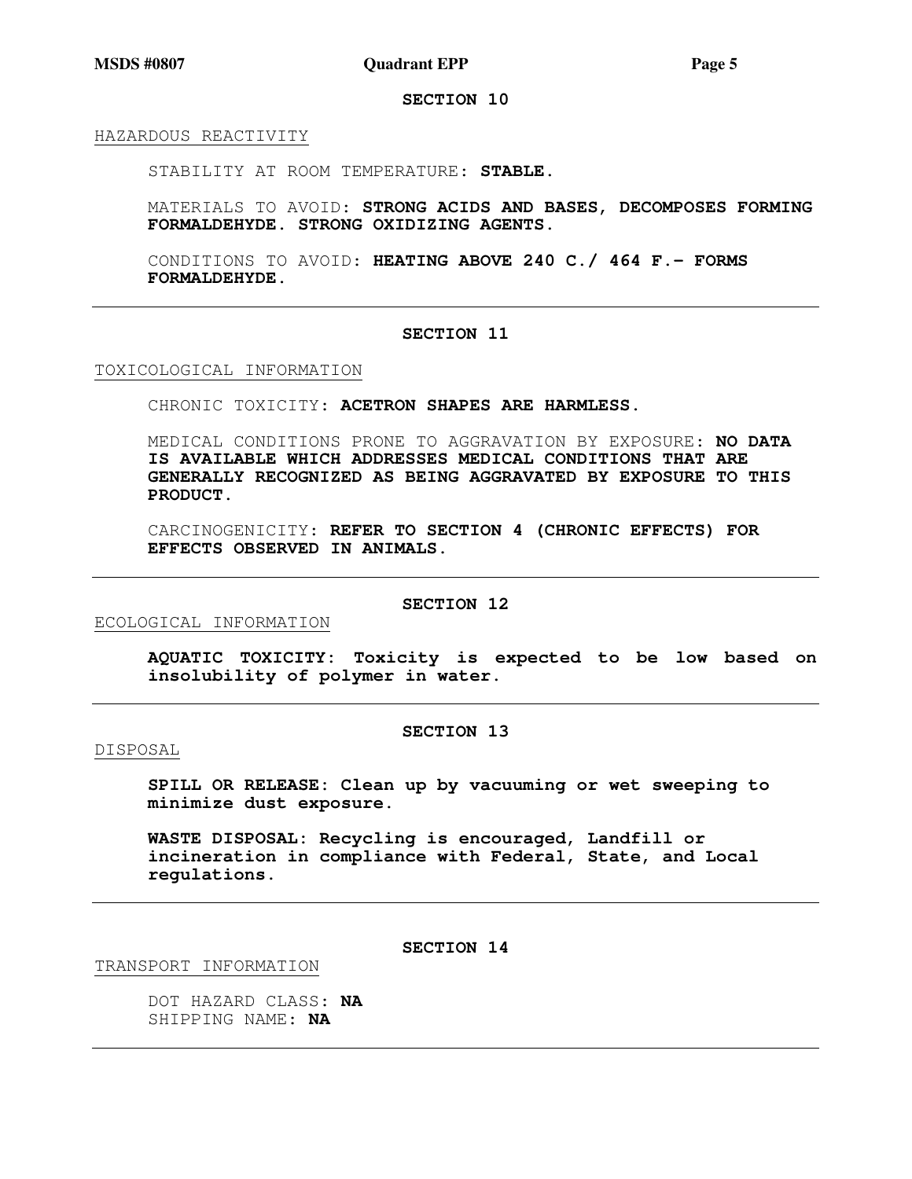## SECTION 10

HAZARDOUS REACTIVITY

STABILITY AT ROOM TEMPERATURE: **STABLE.**

MATERIALS TO AVOID: **STRONG ACIDS AND BASES, DECOMPOSES FORMING FORMALDEHYDE. STRONG OXIDIZING AGENTS.**

CONDITIONS TO AVOID: **HEATING ABOVE 240 C./ 464 F.– FORMS FORMALDEHYDE.**

---

## SECTION 11

TOXICOLOGICAL INFORMATION

CHRONIC TOXICITY: **ACETRON SHAPES ARE HARMLESS.**

MEDICAL CONDITIONS PRONE TO AGGRAVATION BY EXPOSURE: **NO DATA IS AVAILABLE WHICH ADDRESSES MEDICAL CONDITIONS THAT ARE GENERALLY RECOGNIZED AS BEING AGGRAVATED BY EXPOSURE TO THIS PRODUCT.**

CARCINOGENICITY: **REFER TO SECTION 4 (CHRONIC EFFECTS) FOR EFFECTS OBSERVED IN ANIMALS.**

---

## SECTION 12

ECOLOGICAL INFORMATION

**AQUATIC TOXICITY: Toxicity is expected to be low based on insolubility of polymer in water.**

---

## SECTION 13

DISPOSAL

**SPILL OR RELEASE: Clean up by vacuuming or wet sweeping to minimize dust exposure.**

**WASTE DISPOSAL: Recycling is encouraged, Landfill or incineration in compliance with Federal, State, and Local regulations.**

---

## SECTION 14

TRANSPORT INFORMATION

DOT HAZARD CLASS: **NA**
SHIPPING NAME: **NA**

---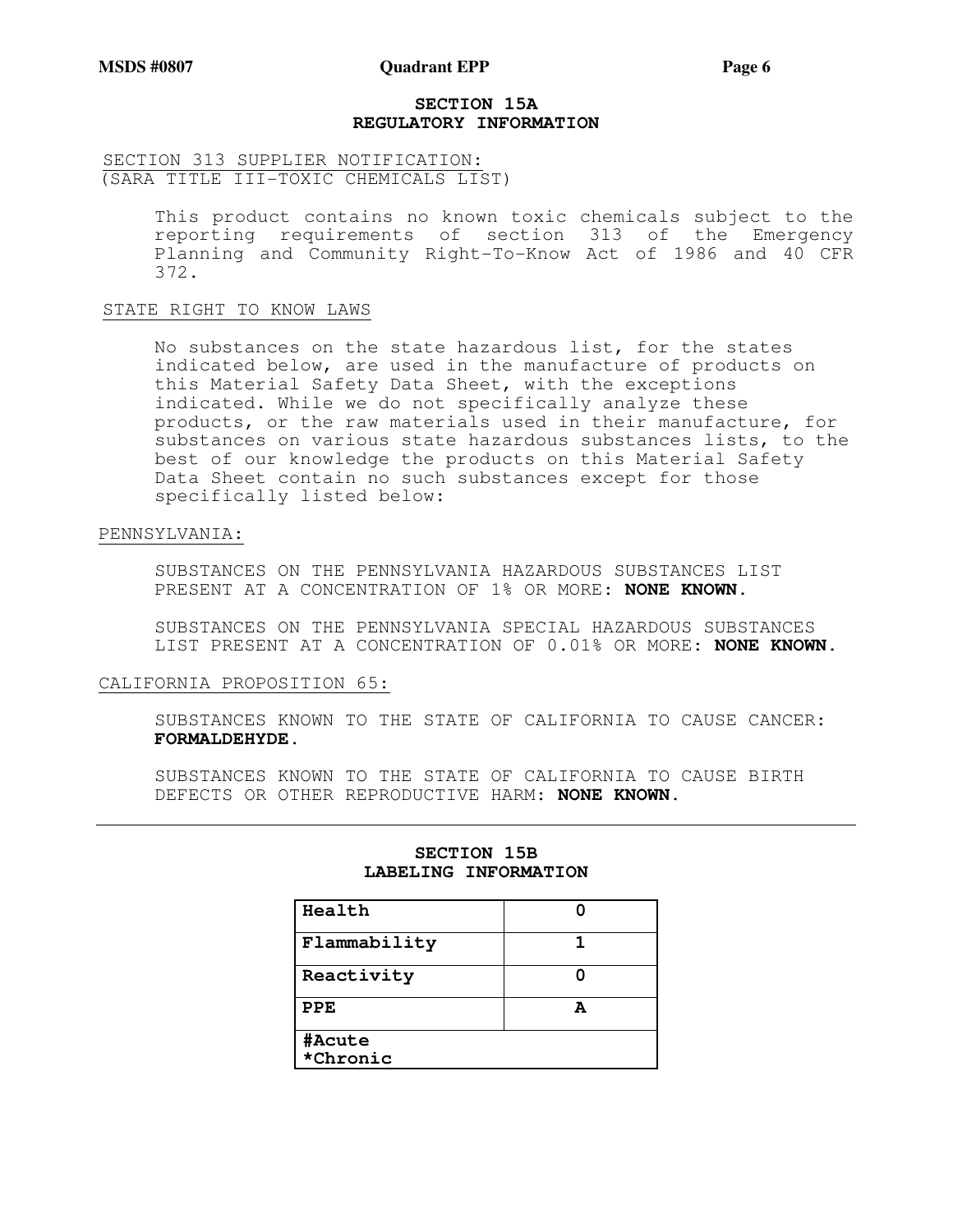## SECTION 15A
## REGULATORY INFORMATION

SECTION 313 SUPPLIER NOTIFICATION:
(SARA TITLE III-TOXIC CHEMICALS LIST)

This product contains no known toxic chemicals subject to the reporting requirements of section 313 of the Emergency Planning and Community Right-To-Know Act of 1986 and 40 CFR 372.

STATE RIGHT TO KNOW LAWS

No substances on the state hazardous list, for the states indicated below, are used in the manufacture of products on this Material Safety Data Sheet, with the exceptions indicated. While we do not specifically analyze these products, or the raw materials used in their manufacture, for substances on various state hazardous substances lists, to the best of our knowledge the products on this Material Safety Data Sheet contain no such substances except for those specifically listed below:

PENNSYLVANIA:

SUBSTANCES ON THE PENNSYLVANIA HAZARDOUS SUBSTANCES LIST PRESENT AT A CONCENTRATION OF 1% OR MORE: **NONE KNOWN.**

SUBSTANCES ON THE PENNSYLVANIA SPECIAL HAZARDOUS SUBSTANCES LIST PRESENT AT A CONCENTRATION OF 0.01% OR MORE: **NONE KNOWN.**

CALIFORNIA PROPOSITION 65:

SUBSTANCES KNOWN TO THE STATE OF CALIFORNIA TO CAUSE CANCER: **FORMALDEHYDE.**

SUBSTANCES KNOWN TO THE STATE OF CALIFORNIA TO CAUSE BIRTH DEFECTS OR OTHER REPRODUCTIVE HARM: **NONE KNOWN.**

---

## SECTION 15B
## LABELING INFORMATION

| | |
|---|---|
| **Health** | **0** |
| **Flammability** | **1** |
| **Reactivity** | **0** |
| **PPE** | **A** |
| **#Acute** **\*Chronic** | |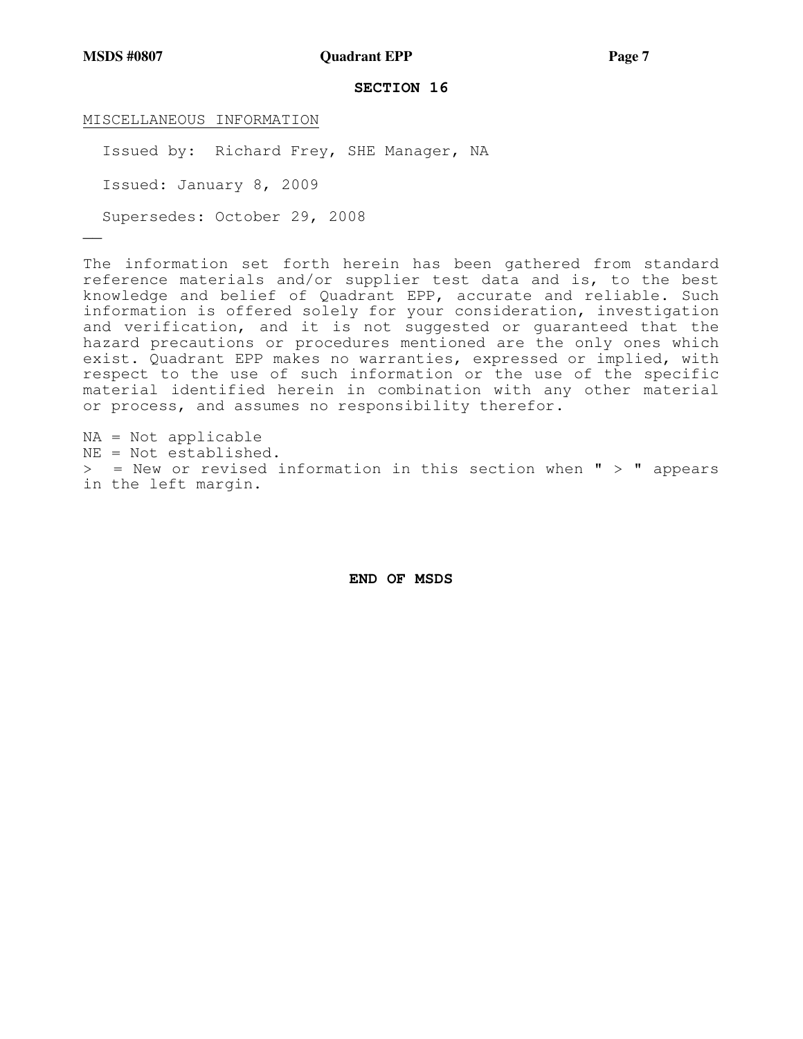## SECTION 16

MISCELLANEOUS INFORMATION

Issued by: Richard Frey, SHE Manager, NA

Issued: January 8, 2009

Supersedes: October 29, 2008

---

The information set forth herein has been gathered from standard reference materials and/or supplier test data and is, to the best knowledge and belief of Quadrant EPP, accurate and reliable. Such information is offered solely for your consideration, investigation and verification, and it is not suggested or guaranteed that the hazard precautions or procedures mentioned are the only ones which exist. Quadrant EPP makes no warranties, expressed or implied, with respect to the use of such information or the use of the specific material identified herein in combination with any other material or process, and assumes no responsibility therefor.

NA = Not applicable
NE = Not established.
\> = New or revised information in this section when " > " appears in the left margin.

**END OF MSDS**